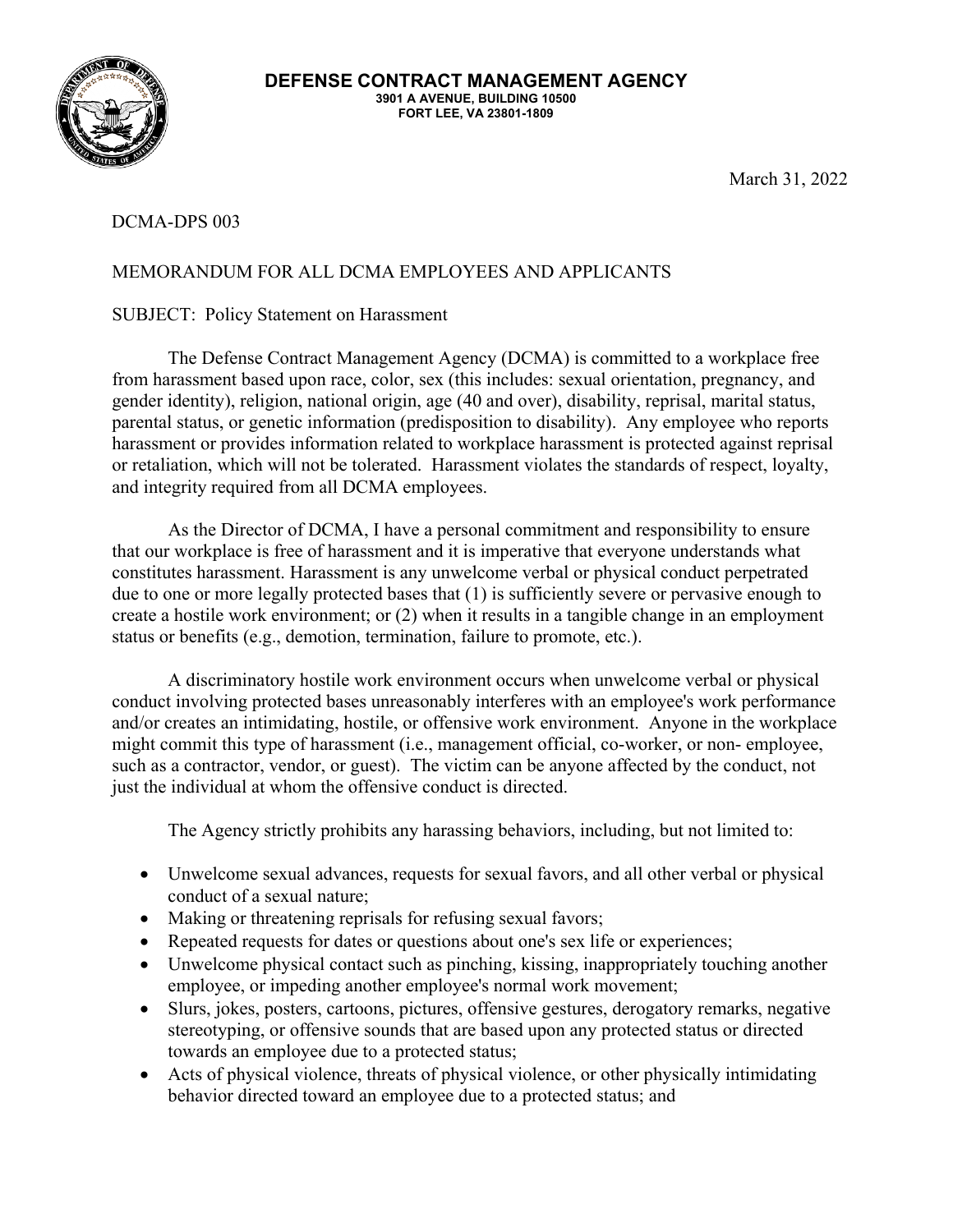**DEFENSE CONTRACT MANAGEMENT AGENCY**
**3901 A AVENUE, BUILDING 10500**
**FORT LEE, VA 23801-1809**

March 31, 2022

DCMA-DPS 003

MEMORANDUM FOR ALL DCMA EMPLOYEES AND APPLICANTS

SUBJECT: Policy Statement on Harassment

The Defense Contract Management Agency (DCMA) is committed to a workplace free from harassment based upon race, color, sex (this includes: sexual orientation, pregnancy, and gender identity), religion, national origin, age (40 and over), disability, reprisal, marital status, parental status, or genetic information (predisposition to disability). Any employee who reports harassment or provides information related to workplace harassment is protected against reprisal or retaliation, which will not be tolerated. Harassment violates the standards of respect, loyalty, and integrity required from all DCMA employees.

As the Director of DCMA, I have a personal commitment and responsibility to ensure that our workplace is free of harassment and it is imperative that everyone understands what constitutes harassment. Harassment is any unwelcome verbal or physical conduct perpetrated due to one or more legally protected bases that (1) is sufficiently severe or pervasive enough to create a hostile work environment; or (2) when it results in a tangible change in an employment status or benefits (e.g., demotion, termination, failure to promote, etc.).

A discriminatory hostile work environment occurs when unwelcome verbal or physical conduct involving protected bases unreasonably interferes with an employee's work performance and/or creates an intimidating, hostile, or offensive work environment. Anyone in the workplace might commit this type of harassment (i.e., management official, co-worker, or non- employee, such as a contractor, vendor, or guest). The victim can be anyone affected by the conduct, not just the individual at whom the offensive conduct is directed.

The Agency strictly prohibits any harassing behaviors, including, but not limited to:

- Unwelcome sexual advances, requests for sexual favors, and all other verbal or physical conduct of a sexual nature;
- Making or threatening reprisals for refusing sexual favors;
- Repeated requests for dates or questions about one's sex life or experiences;
- Unwelcome physical contact such as pinching, kissing, inappropriately touching another employee, or impeding another employee's normal work movement;
- Slurs, jokes, posters, cartoons, pictures, offensive gestures, derogatory remarks, negative stereotyping, or offensive sounds that are based upon any protected status or directed towards an employee due to a protected status;
- Acts of physical violence, threats of physical violence, or other physically intimidating behavior directed toward an employee due to a protected status; and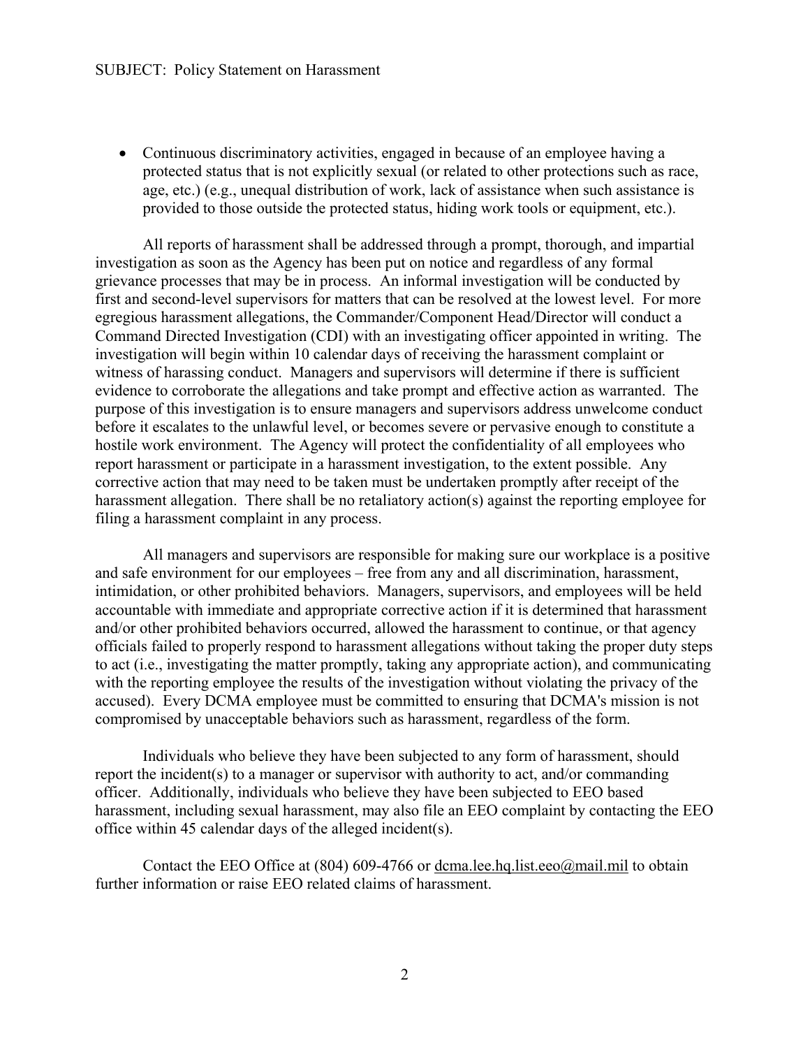- Continuous discriminatory activities, engaged in because of an employee having a protected status that is not explicitly sexual (or related to other protections such as race, age, etc.) (e.g., unequal distribution of work, lack of assistance when such assistance is provided to those outside the protected status, hiding work tools or equipment, etc.).

All reports of harassment shall be addressed through a prompt, thorough, and impartial investigation as soon as the Agency has been put on notice and regardless of any formal grievance processes that may be in process. An informal investigation will be conducted by first and second-level supervisors for matters that can be resolved at the lowest level. For more egregious harassment allegations, the Commander/Component Head/Director will conduct a Command Directed Investigation (CDI) with an investigating officer appointed in writing. The investigation will begin within 10 calendar days of receiving the harassment complaint or witness of harassing conduct. Managers and supervisors will determine if there is sufficient evidence to corroborate the allegations and take prompt and effective action as warranted. The purpose of this investigation is to ensure managers and supervisors address unwelcome conduct before it escalates to the unlawful level, or becomes severe or pervasive enough to constitute a hostile work environment. The Agency will protect the confidentiality of all employees who report harassment or participate in a harassment investigation, to the extent possible. Any corrective action that may need to be taken must be undertaken promptly after receipt of the harassment allegation. There shall be no retaliatory action(s) against the reporting employee for filing a harassment complaint in any process.

All managers and supervisors are responsible for making sure our workplace is a positive and safe environment for our employees – free from any and all discrimination, harassment, intimidation, or other prohibited behaviors. Managers, supervisors, and employees will be held accountable with immediate and appropriate corrective action if it is determined that harassment and/or other prohibited behaviors occurred, allowed the harassment to continue, or that agency officials failed to properly respond to harassment allegations without taking the proper duty steps to act (i.e., investigating the matter promptly, taking any appropriate action), and communicating with the reporting employee the results of the investigation without violating the privacy of the accused). Every DCMA employee must be committed to ensuring that DCMA's mission is not compromised by unacceptable behaviors such as harassment, regardless of the form.

Individuals who believe they have been subjected to any form of harassment, should report the incident(s) to a manager or supervisor with authority to act, and/or commanding officer. Additionally, individuals who believe they have been subjected to EEO based harassment, including sexual harassment, may also file an EEO complaint by contacting the EEO office within 45 calendar days of the alleged incident(s).

Contact the EEO Office at (804) 609-4766 or dcma.lee.hq.list.eeo@mail.mil to obtain further information or raise EEO related claims of harassment.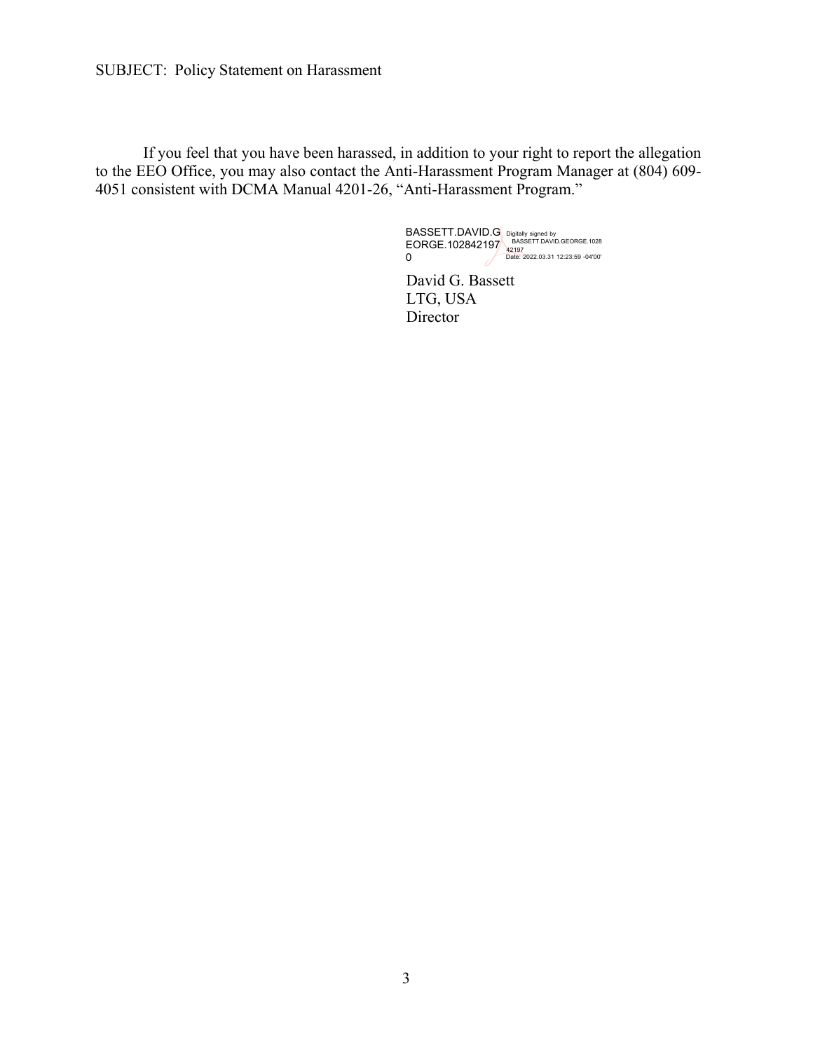If you feel that you have been harassed, in addition to your right to report the allegation to the EEO Office, you may also contact the Anti-Harassment Program Manager at (804) 609-4051 consistent with DCMA Manual 4201-26, "Anti-Harassment Program."

BASSETT.DAVID.GEORGE.1028421970 Digitally signed by BASSETT.DAVID.GEORGE.102842197 Date: 2022.03.31 12:23:59 -04'00'

David G. Bassett
LTG, USA
Director